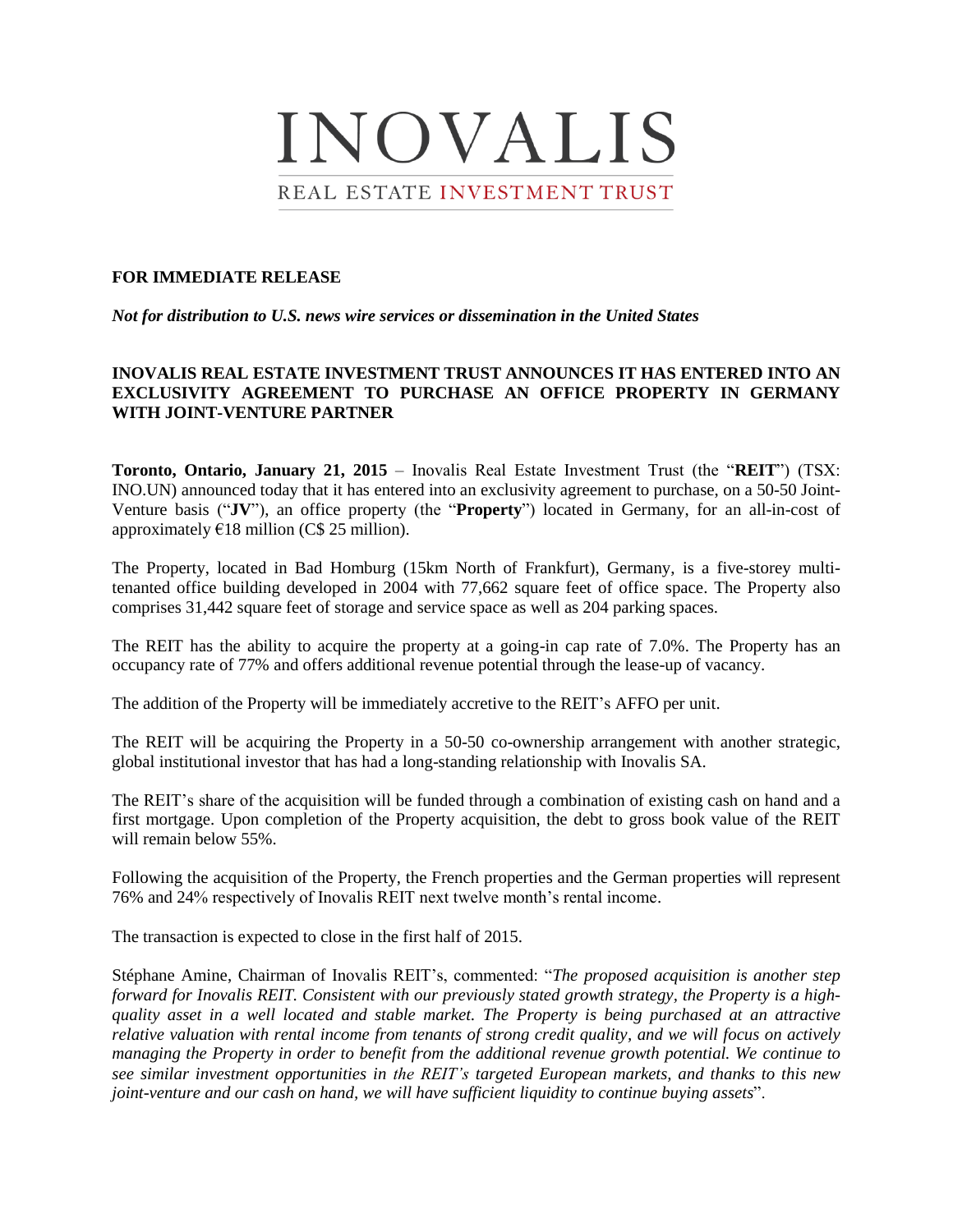# INOVALIS

REAL ESTATE INVESTMENT TRUST

**FOR IMMEDIATE RELEASE**

***Not for distribution to U.S. news wire services or dissemination in the United States***

**INOVALIS REAL ESTATE INVESTMENT TRUST ANNOUNCES IT HAS ENTERED INTO AN EXCLUSIVITY AGREEMENT TO PURCHASE AN OFFICE PROPERTY IN GERMANY WITH JOINT-VENTURE PARTNER**

**Toronto, Ontario, January 21, 2015** – Inovalis Real Estate Investment Trust (the "**REIT**") (TSX: INO.UN) announced today that it has entered into an exclusivity agreement to purchase, on a 50-50 Joint-Venture basis ("**JV**"), an office property (the "**Property**") located in Germany, for an all-in-cost of approximately €18 million (C$ 25 million).

The Property, located in Bad Homburg (15km North of Frankfurt), Germany, is a five-storey multi-tenanted office building developed in 2004 with 77,662 square feet of office space. The Property also comprises 31,442 square feet of storage and service space as well as 204 parking spaces.

The REIT has the ability to acquire the property at a going-in cap rate of 7.0%. The Property has an occupancy rate of 77% and offers additional revenue potential through the lease-up of vacancy.

The addition of the Property will be immediately accretive to the REIT's AFFO per unit.

The REIT will be acquiring the Property in a 50-50 co-ownership arrangement with another strategic, global institutional investor that has had a long-standing relationship with Inovalis SA.

The REIT's share of the acquisition will be funded through a combination of existing cash on hand and a first mortgage. Upon completion of the Property acquisition, the debt to gross book value of the REIT will remain below 55%.

Following the acquisition of the Property, the French properties and the German properties will represent 76% and 24% respectively of Inovalis REIT next twelve month's rental income.

The transaction is expected to close in the first half of 2015.

Stéphane Amine, Chairman of Inovalis REIT's, commented: "*The proposed acquisition is another step forward for Inovalis REIT. Consistent with our previously stated growth strategy, the Property is a high-quality asset in a well located and stable market. The Property is being purchased at an attractive relative valuation with rental income from tenants of strong credit quality, and we will focus on actively managing the Property in order to benefit from the additional revenue growth potential. We continue to see similar investment opportunities in the REIT's targeted European markets, and thanks to this new joint-venture and our cash on hand, we will have sufficient liquidity to continue buying assets*".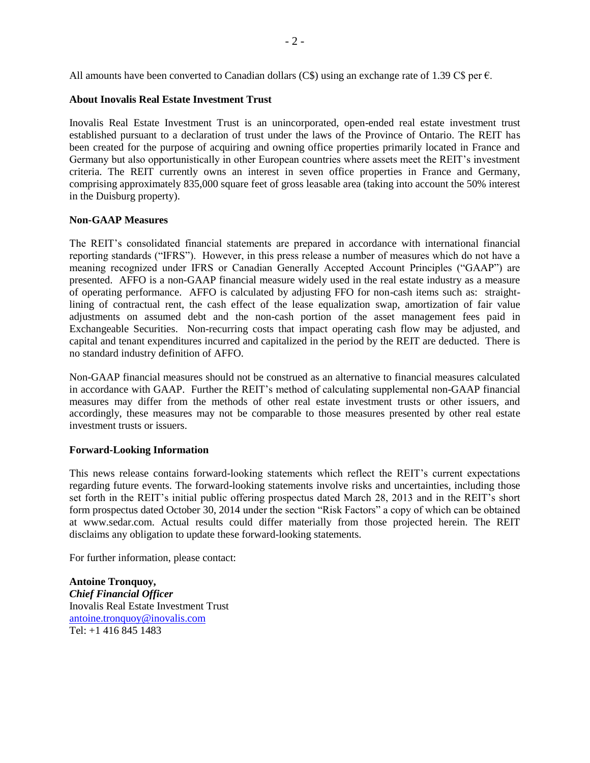All amounts have been converted to Canadian dollars (C$) using an exchange rate of 1.39 C$ per €.

**About Inovalis Real Estate Investment Trust**

Inovalis Real Estate Investment Trust is an unincorporated, open-ended real estate investment trust established pursuant to a declaration of trust under the laws of the Province of Ontario. The REIT has been created for the purpose of acquiring and owning office properties primarily located in France and Germany but also opportunistically in other European countries where assets meet the REIT's investment criteria. The REIT currently owns an interest in seven office properties in France and Germany, comprising approximately 835,000 square feet of gross leasable area (taking into account the 50% interest in the Duisburg property).

**Non-GAAP Measures**

The REIT's consolidated financial statements are prepared in accordance with international financial reporting standards ("IFRS"). However, in this press release a number of measures which do not have a meaning recognized under IFRS or Canadian Generally Accepted Account Principles ("GAAP") are presented. AFFO is a non-GAAP financial measure widely used in the real estate industry as a measure of operating performance. AFFO is calculated by adjusting FFO for non-cash items such as: straight-lining of contractual rent, the cash effect of the lease equalization swap, amortization of fair value adjustments on assumed debt and the non-cash portion of the asset management fees paid in Exchangeable Securities. Non-recurring costs that impact operating cash flow may be adjusted, and capital and tenant expenditures incurred and capitalized in the period by the REIT are deducted. There is no standard industry definition of AFFO.

Non-GAAP financial measures should not be construed as an alternative to financial measures calculated in accordance with GAAP. Further the REIT's method of calculating supplemental non-GAAP financial measures may differ from the methods of other real estate investment trusts or other issuers, and accordingly, these measures may not be comparable to those measures presented by other real estate investment trusts or issuers.

**Forward-Looking Information**

This news release contains forward-looking statements which reflect the REIT's current expectations regarding future events. The forward-looking statements involve risks and uncertainties, including those set forth in the REIT's initial public offering prospectus dated March 28, 2013 and in the REIT's short form prospectus dated October 30, 2014 under the section "Risk Factors" a copy of which can be obtained at www.sedar.com. Actual results could differ materially from those projected herein. The REIT disclaims any obligation to update these forward-looking statements.

For further information, please contact:

**Antoine Tronquoy,**
***Chief Financial Officer***
Inovalis Real Estate Investment Trust
antoine.tronquoy@inovalis.com
Tel: +1 416 845 1483